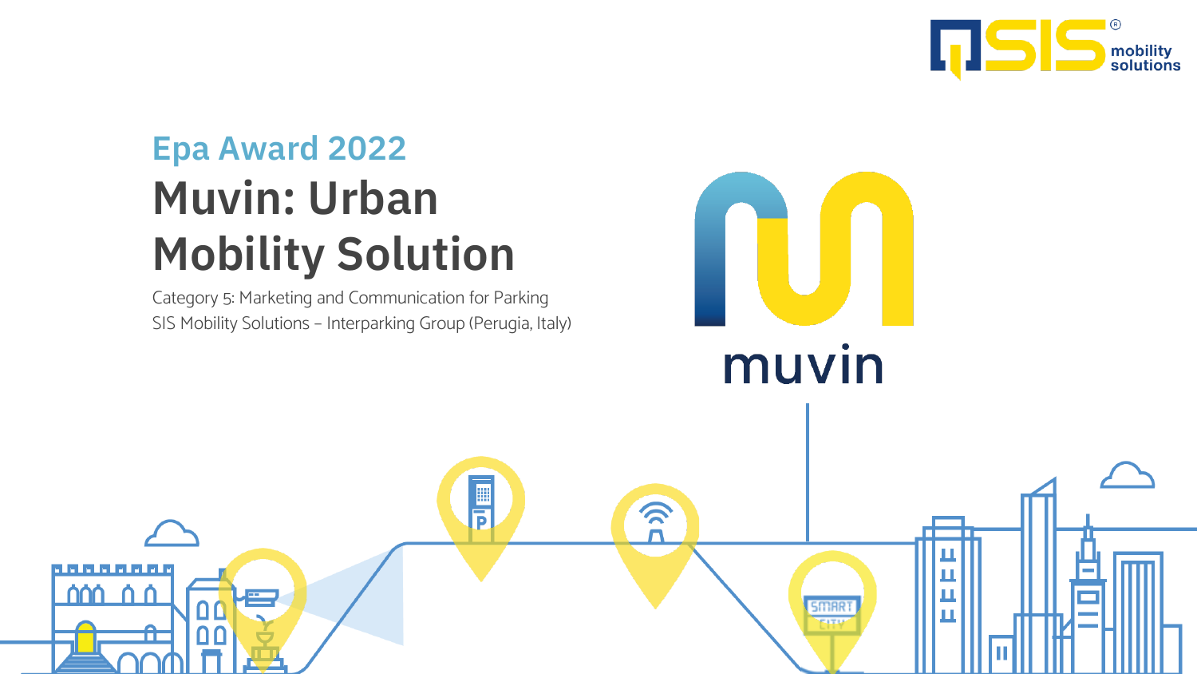## Epa Award 2022

# Muvin: Urban Mobility Solution

Category 5: Marketing and Communication for Parking
SIS Mobility Solutions – Interparking Group (Perugia, Italy)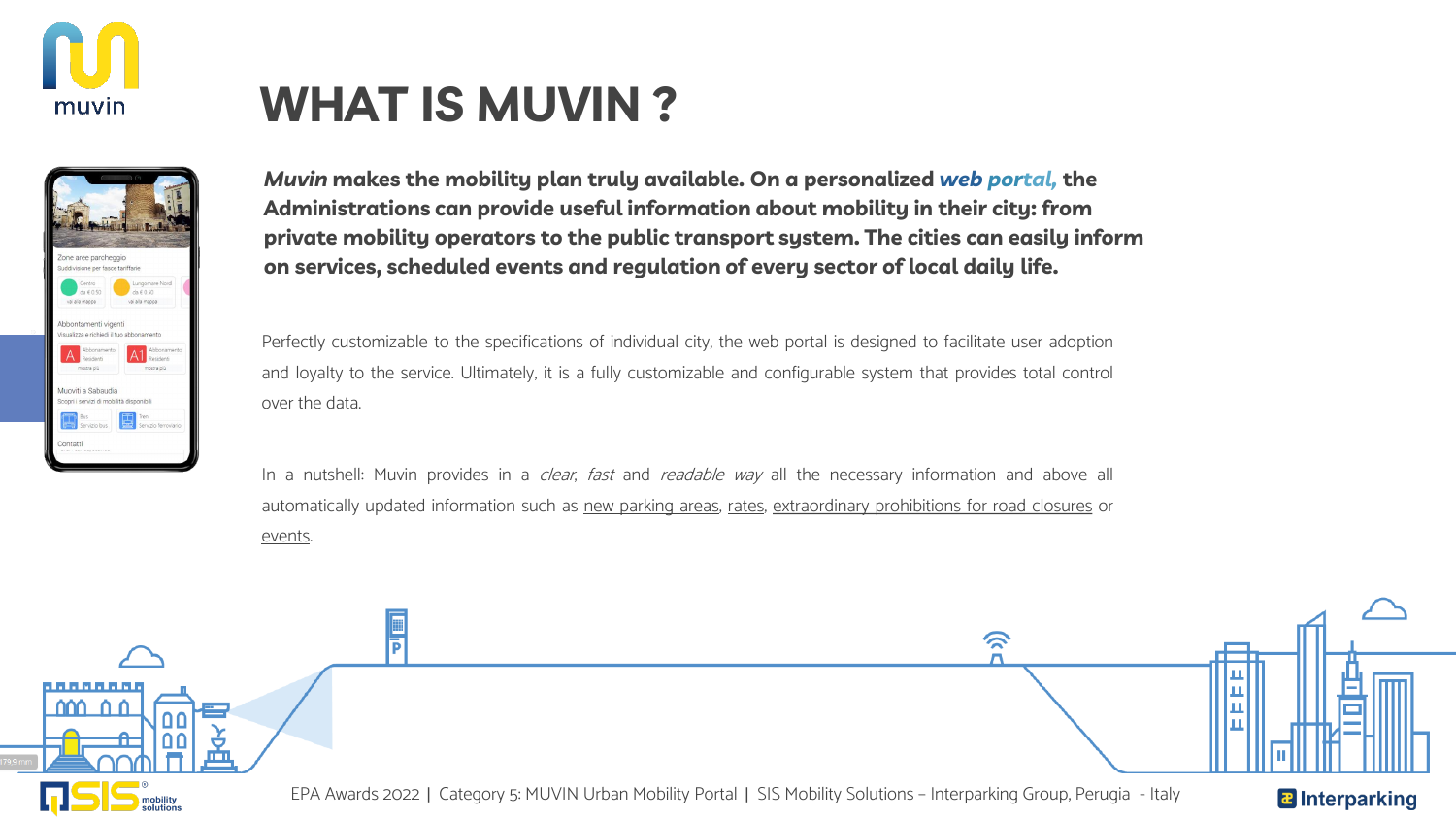# WHAT IS MUVIN ?

***Muvin* makes the mobility plan truly available. On a personalized *web portal,* the Administrations can provide useful information about mobility in their city: from private mobility operators to the public transport system. The cities can easily inform on services, scheduled events and regulation of every sector of local daily life.**

Perfectly customizable to the specifications of individual city, the web portal is designed to facilitate user adoption and loyalty to the service. Ultimately, it is a fully customizable and configurable system that provides total control over the data.

In a nutshell: Muvin provides in a *clear*, *fast* and *readable way* all the necessary information and above all automatically updated information such as new parking areas, rates, extraordinary prohibitions for road closures or events.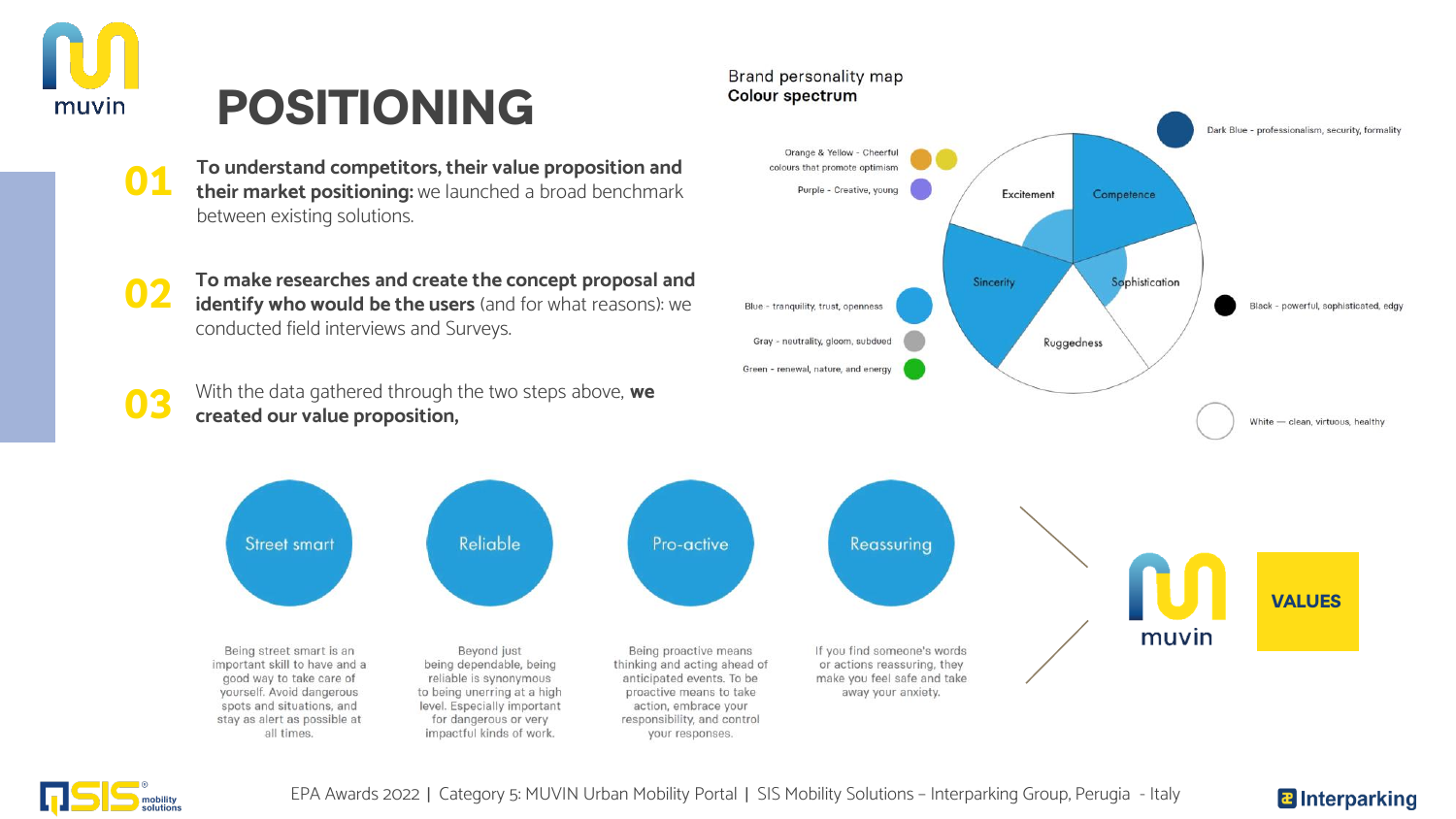# POSITIONING

**01** **To understand competitors, their value proposition and their market positioning:** we launched a broad benchmark between existing solutions.

**02** **To make researches and create the concept proposal and identify who would be the users** (and for what reasons): we conducted field interviews and Surveys.

**03** With the data gathered through the two steps above, **we created our value proposition,**

## Brand personality map
### Colour spectrum

- Orange & Yellow - Cheerful colours that promote optimism
- Purple - Creative, young
- Dark Blue - professionalism, security, formality
- Blue - tranquility, trust, openness
- Gray - neutrality, gloom, subdued
- Green - renewal, nature, and energy
- Black - powerful, sophisticated, edgy
- White — clean, virtuous, healthy

Excitement · Competence · Sincerity · Sophistication · Ruggedness

## VALUES

**Street smart**
Being street smart is an important skill to have and a good way to take care of yourself. Avoid dangerous spots and situations, and stay as alert as possible at all times.

**Reliable**
Beyond just being dependable, being reliable is synonymous to being unerring at a high level. Especially important for dangerous or very impactful kinds of work.

**Pro-active**
Being proactive means thinking and acting ahead of anticipated events. To be proactive means to take action, embrace your responsibility, and control your responses.

**Reassuring**
If you find someone's words or actions reassuring, they make you feel safe and take away your anxiety.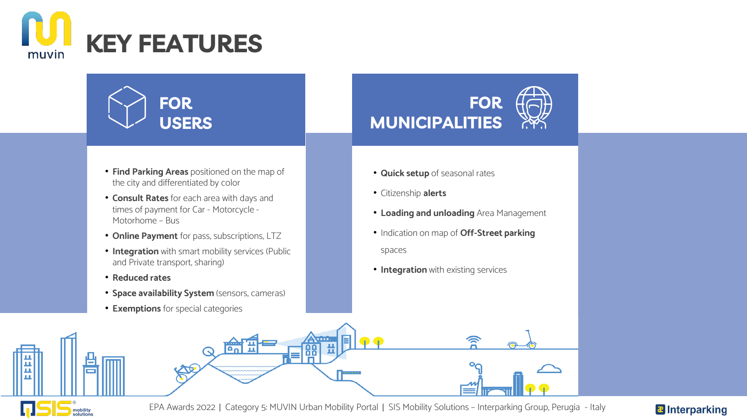# KEY FEATURES

## FOR USERS

- **Find Parking Areas** positioned on the map of the city and differentiated by color
- **Consult Rates** for each area with days and times of payment for Car - Motorcycle - Motorhome – Bus
- **Online Payment** for pass, subscriptions, LTZ
- **Integration** with smart mobility services (Public and Private transport, sharing)
- **Reduced rates**
- **Space availability System** (sensors, cameras)
- **Exemptions** for special categories

## FOR MUNICIPALITIES

- **Quick setup** of seasonal rates
- Citizenship **alerts**
- **Loading and unloading** Area Management
- Indication on map of **Off-Street parking** spaces
- **Integration** with existing services

EPA Awards 2022 | Category 5: MUVIN Urban Mobility Portal | SIS Mobility Solutions – Interparking Group, Perugia - Italy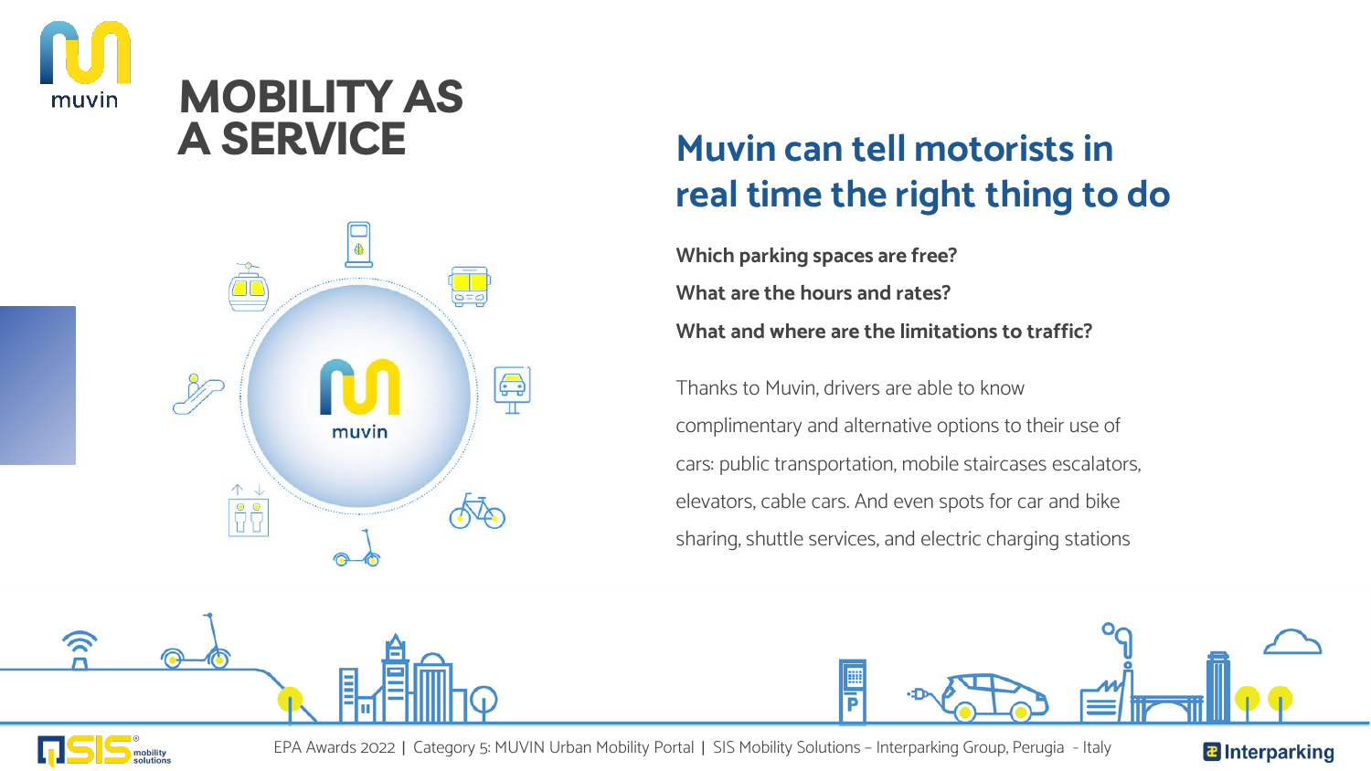# MOBILITY AS A SERVICE

## Muvin can tell motorists in real time the right thing to do

**Which parking spaces are free?**

**What are the hours and rates?**

**What and where are the limitations to traffic?**

Thanks to Muvin, drivers are able to know complimentary and alternative options to their use of cars: public transportation, mobile staircases escalators, elevators, cable cars. And even spots for car and bike sharing, shuttle services, and electric charging stations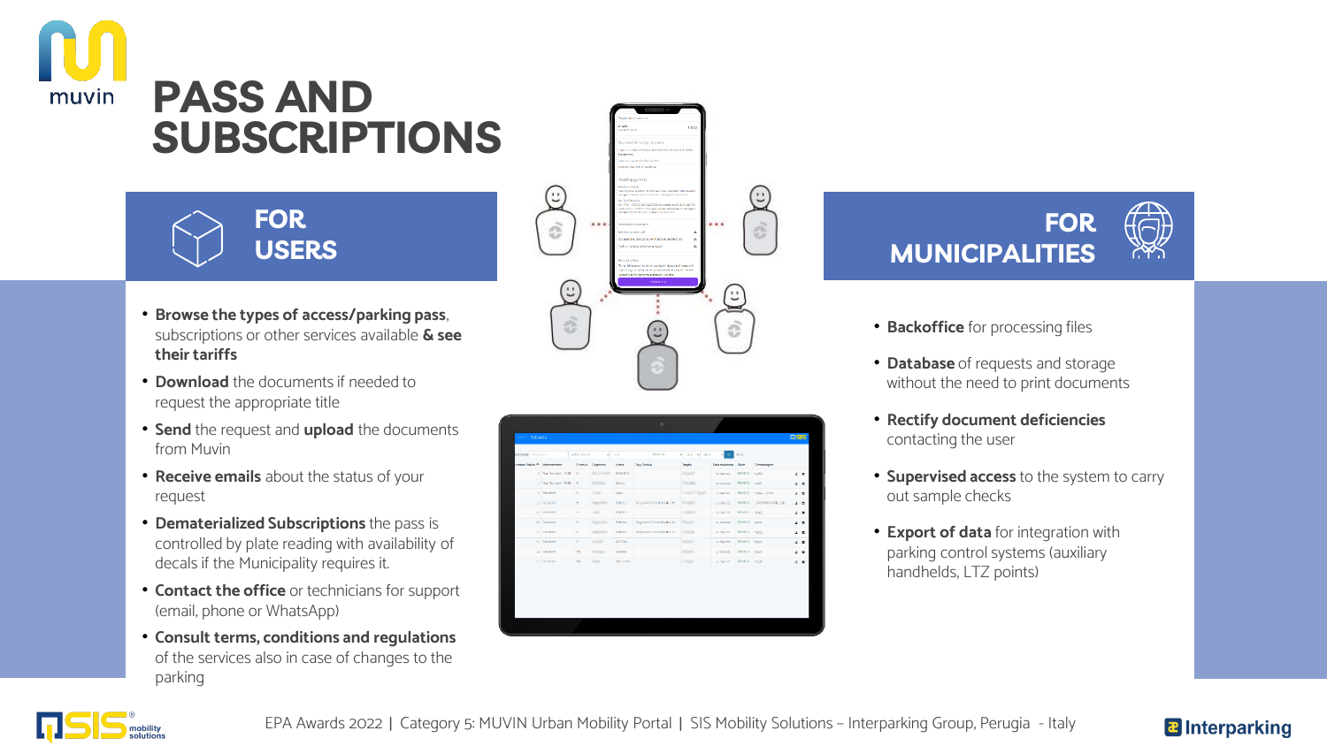# PASS AND SUBSCRIPTIONS

## FOR USERS

- **Browse the types of access/parking pass**, subscriptions or other services available **& see their tariffs**
- **Download** the documents if needed to request the appropriate title
- **Send** the request and **upload** the documents from Muvin
- **Receive emails** about the status of your request
- **Dematerialized Subscriptions** the pass is controlled by plate reading with availability of decals if the Municipality requires it.
- **Contact the office** or technicians for support (email, phone or WhatsApp)
- **Consult terms, conditions and regulations** of the services also in case of changes to the parking

## FOR MUNICIPALITIES

- **Backoffice** for processing files
- **Database** of requests and storage without the need to print documents
- **Rectify document deficiencies** contacting the user
- **Supervised access** to the system to carry out sample checks
- **Export of data** for integration with parking control systems (auxiliary handhelds, LTZ points)

EPA Awards 2022 | Category 5: MUVIN Urban Mobility Portal | SIS Mobility Solutions – Interparking Group, Perugia - Italy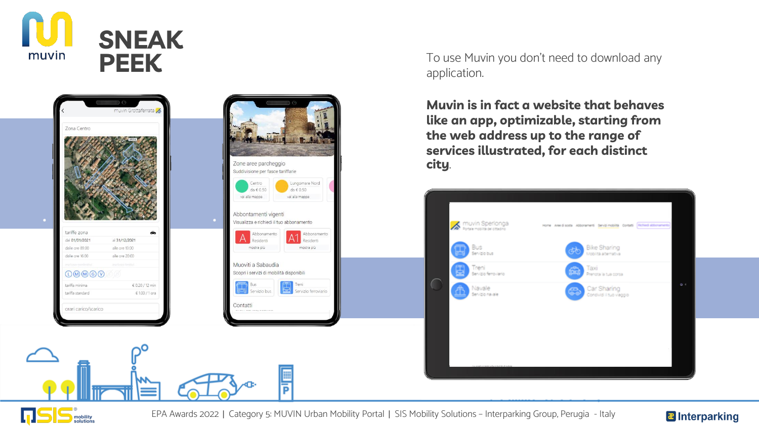# SNEAK PEEK

To use Muvin you don't need to download any application.

**Muvin is in fact a website that behaves like an app, optimizable, starting from the web address up to the range of services illustrated, for each distinct city**.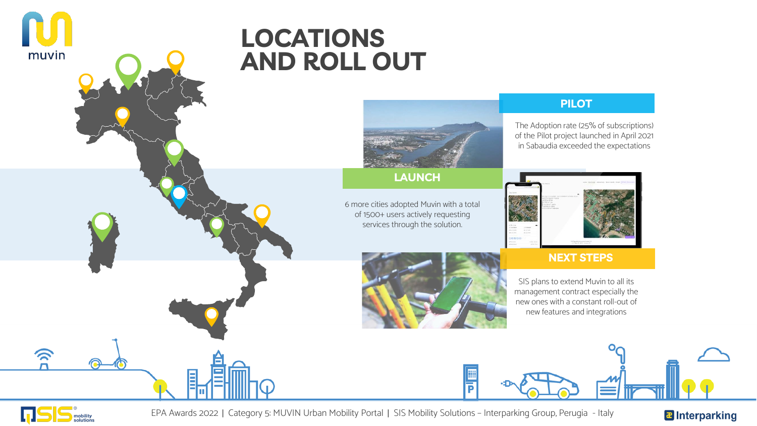# LOCATIONS AND ROLL OUT

## PILOT

The Adoption rate (25% of subscriptions) of the Pilot project launched in April 2021 in Sabaudia exceeded the expectations

## LAUNCH

6 more cities adopted Muvin with a total of 1500+ users actively requesting services through the solution.

## NEXT STEPS

SIS plans to extend Muvin to all its management contract especially the new ones with a constant roll-out of new features and integrations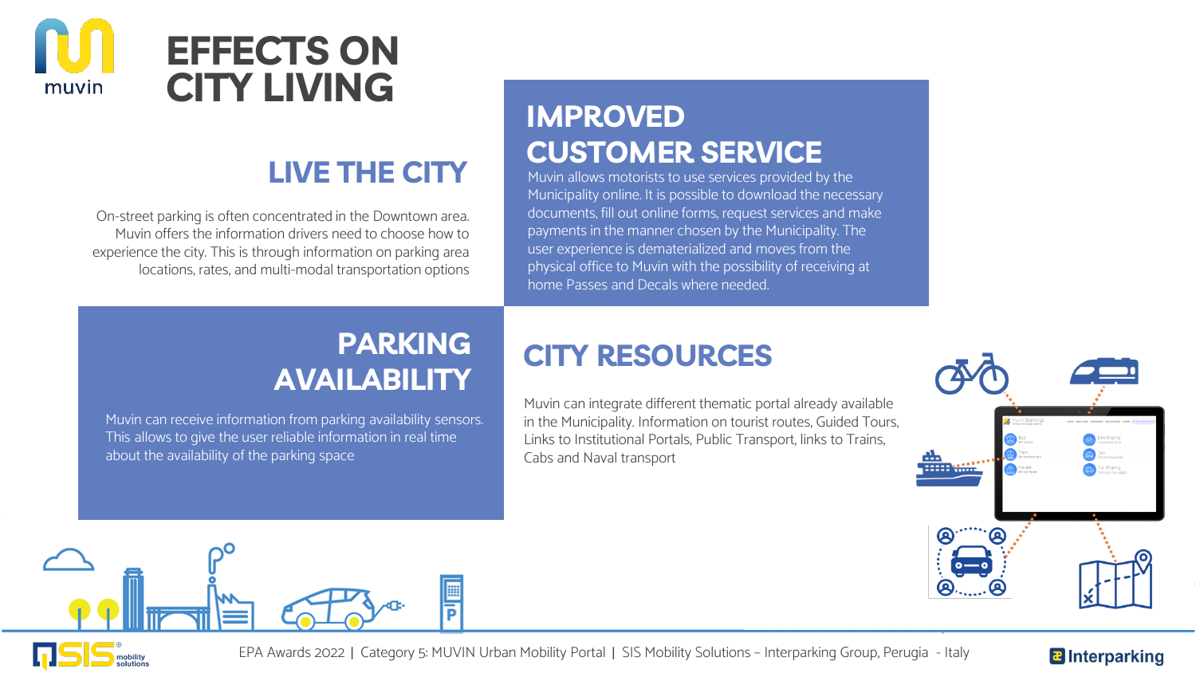# EFFECTS ON CITY LIVING

## LIVE THE CITY

On-street parking is often concentrated in the Downtown area. Muvin offers the information drivers need to choose how to experience the city. This is through information on parking area locations, rates, and multi-modal transportation options

## IMPROVED CUSTOMER SERVICE

Muvin allows motorists to use services provided by the Municipality online. It is possible to download the necessary documents, fill out online forms, request services and make payments in the manner chosen by the Municipality. The user experience is dematerialized and moves from the physical office to Muvin with the possibility of receiving at home Passes and Decals where needed.

## PARKING AVAILABILITY

Muvin can receive information from parking availability sensors. This allows to give the user reliable information in real time about the availability of the parking space

## CITY RESOURCES

Muvin can integrate different thematic portal already available in the Municipality. Information on tourist routes, Guided Tours, Links to Institutional Portals, Public Transport, links to Trains, Cabs and Naval transport

EPA Awards 2022 | Category 5: MUVIN Urban Mobility Portal | SIS Mobility Solutions – Interparking Group, Perugia - Italy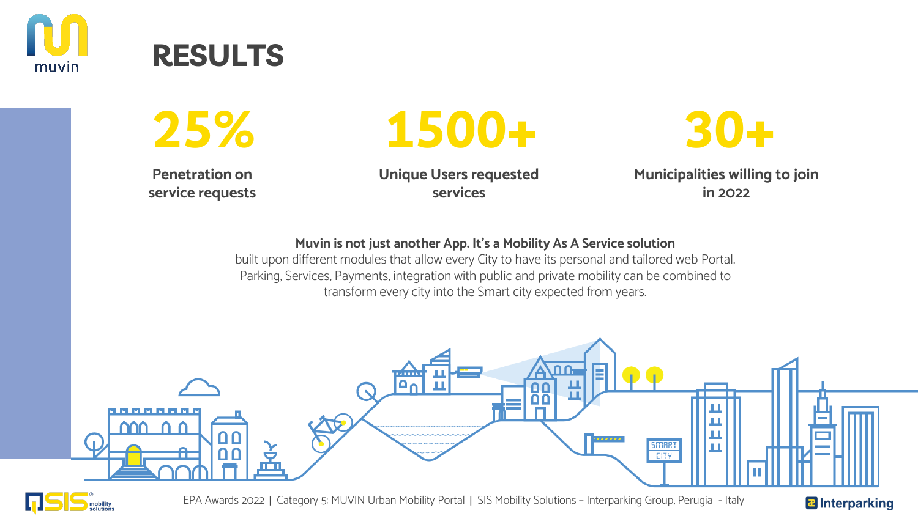# RESULTS

**25%**

**Penetration on service requests**

**1500+**

**Unique Users requested services**

**30+**

**Municipalities willing to join in 2022**

**Muvin is not just another App. It's a Mobility As A Service solution**
built upon different modules that allow every City to have its personal and tailored web Portal. Parking, Services, Payments, integration with public and private mobility can be combined to transform every city into the Smart city expected from years.

EPA Awards 2022 | Category 5: MUVIN Urban Mobility Portal | SIS Mobility Solutions – Interparking Group, Perugia - Italy